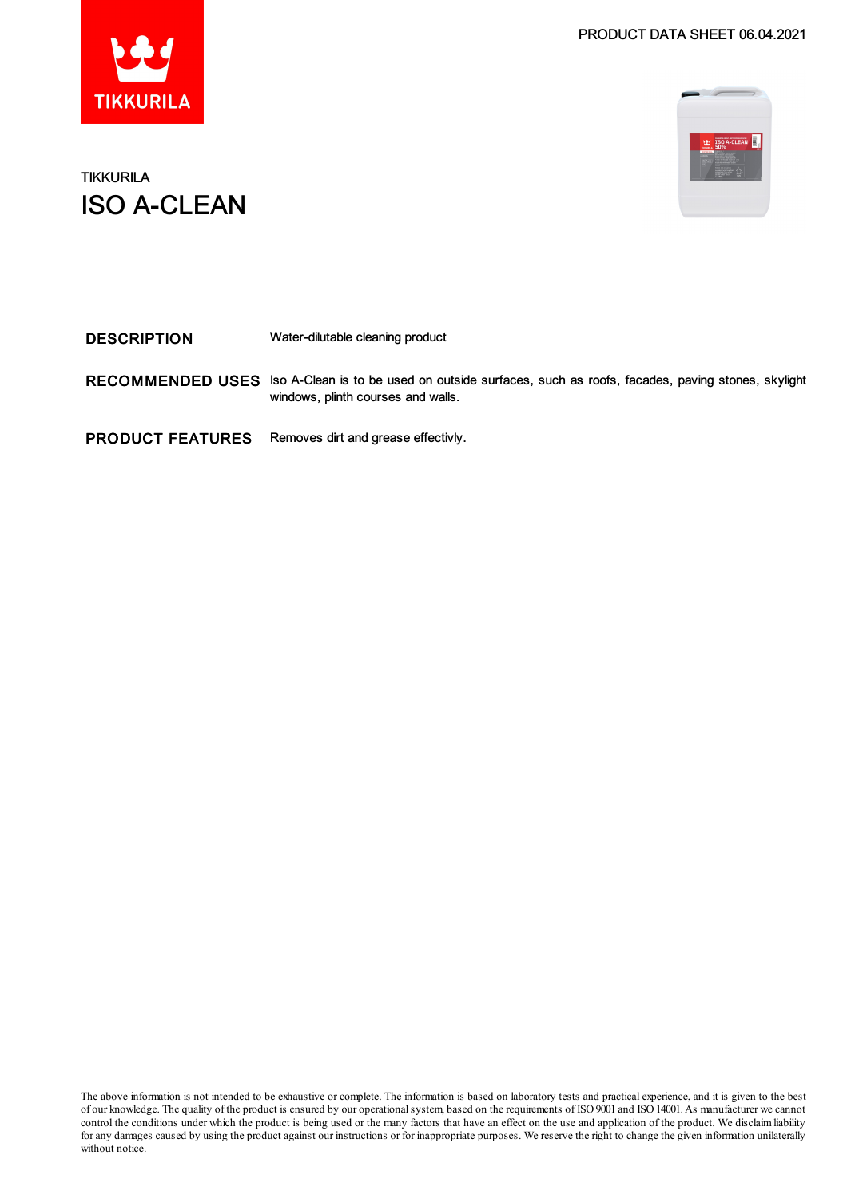PRODUCT DATA SHEET 06.04.2021

TIKKURILA

# ISO A-CLEAN

| | |
|---|---|
| **DESCRIPTION** | Water-dilutable cleaning product |
| **RECOMMENDED USES** | Iso A-Clean is to be used on outside surfaces, such as roofs, facades, paving stones, skylight windows, plinth courses and walls. |
| **PRODUCT FEATURES** | Removes dirt and grease effectivly. |

The above information is not intended to be exhaustive or complete. The information is based on laboratory tests and practical experience, and it is given to the best of our knowledge. The quality of the product is ensured by our operational system, based on the requirements of ISO 9001 and ISO 14001. As manufacturer we cannot control the conditions under which the product is being used or the many factors that have an effect on the use and application of the product. We disclaim liability for any damages caused by using the product against our instructions or for inappropriate purposes. We reserve the right to change the given information unilaterally without notice.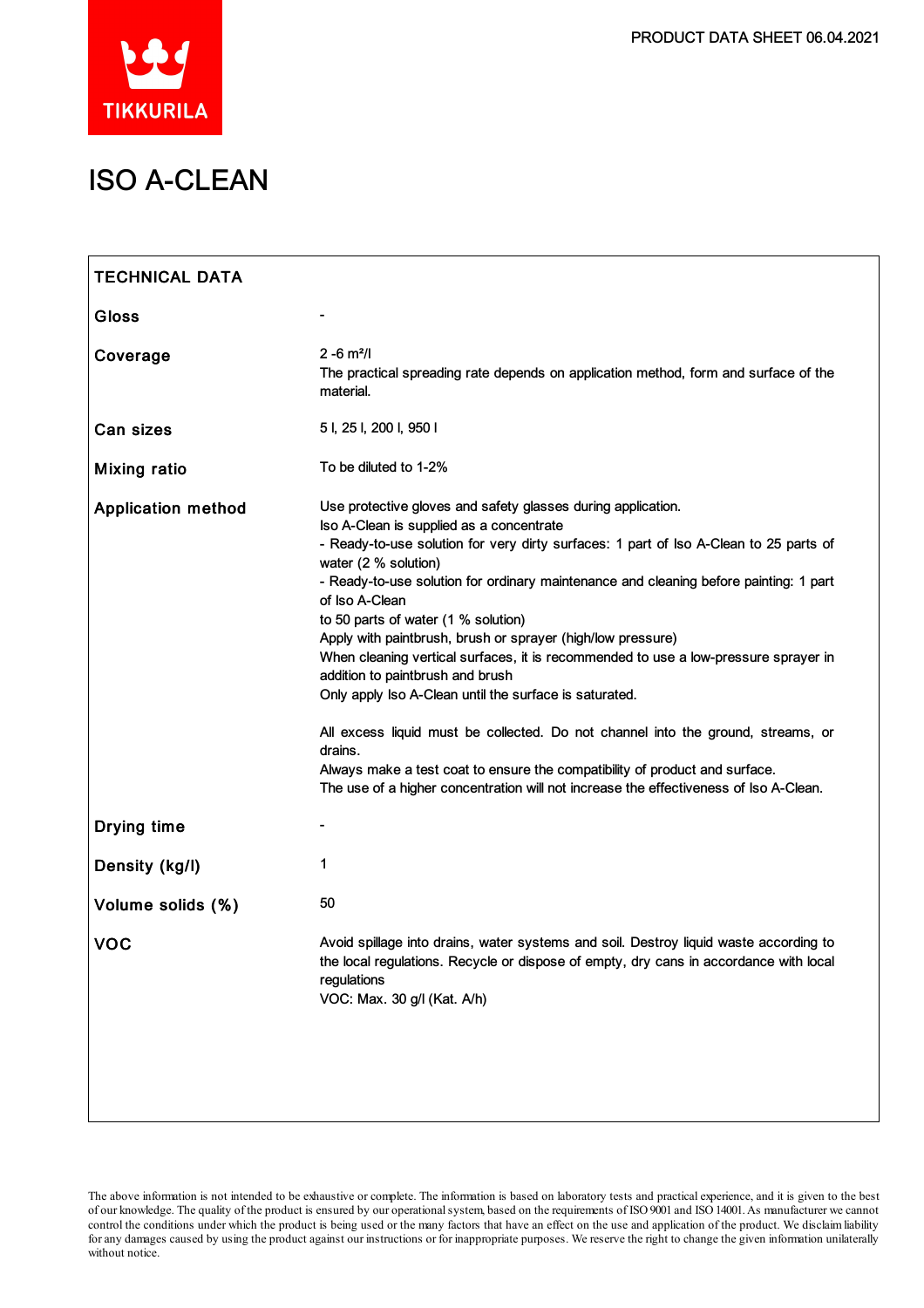PRODUCT DATA SHEET 06.04.2021

# ISO A-CLEAN

## TECHNICAL DATA

| | |
|---|---|
| **Gloss** | - |
| **Coverage** | 2 -6 m²/l<br>The practical spreading rate depends on application method, form and surface of the material. |
| **Can sizes** | 5 l, 25 l, 200 l, 950 l |
| **Mixing ratio** | To be diluted to 1-2% |
| **Application method** | Use protective gloves and safety glasses during application.<br>Iso A-Clean is supplied as a concentrate<br>- Ready-to-use solution for very dirty surfaces: 1 part of Iso A-Clean to 25 parts of water (2 % solution)<br>- Ready-to-use solution for ordinary maintenance and cleaning before painting: 1 part of Iso A-Clean<br>to 50 parts of water (1 % solution)<br>Apply with paintbrush, brush or sprayer (high/low pressure)<br>When cleaning vertical surfaces, it is recommended to use a low-pressure sprayer in addition to paintbrush and brush<br>Only apply Iso A-Clean until the surface is saturated.<br><br>All excess liquid must be collected. Do not channel into the ground, streams, or drains.<br>Always make a test coat to ensure the compatibility of product and surface.<br>The use of a higher concentration will not increase the effectiveness of Iso A-Clean. |
| **Drying time** | - |
| **Density (kg/l)** | 1 |
| **Volume solids (%)** | 50 |
| **VOC** | Avoid spillage into drains, water systems and soil. Destroy liquid waste according to the local regulations. Recycle or dispose of empty, dry cans in accordance with local regulations<br>VOC: Max. 30 g/l (Kat. A/h) |

The above information is not intended to be exhaustive or complete. The information is based on laboratory tests and practical experience, and it is given to the best of our knowledge. The quality of the product is ensured by our operational system, based on the requirements of ISO 9001 and ISO 14001. As manufacturer we cannot control the conditions under which the product is being used or the many factors that have an effect on the use and application of the product. We disclaim liability for any damages caused by using the product against our instructions or for inappropriate purposes. We reserve the right to change the given information unilaterally without notice.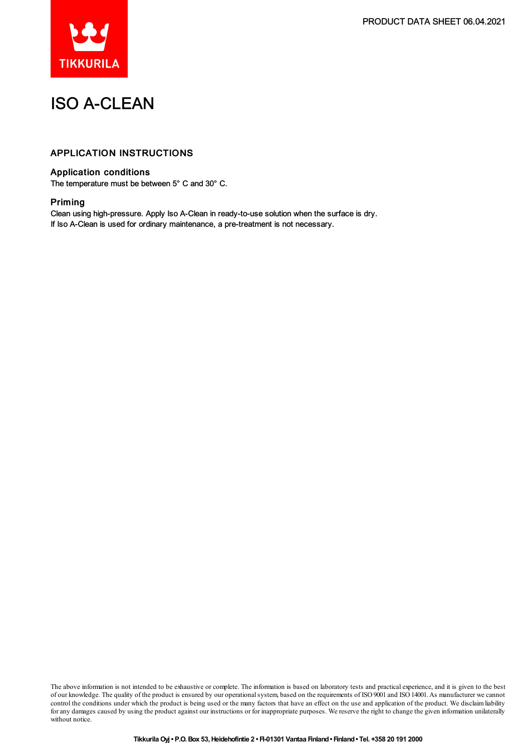# ISO A-CLEAN

## APPLICATION INSTRUCTIONS

### Application conditions

The temperature must be between 5° C and 30° C.

### Priming

Clean using high-pressure. Apply Iso A-Clean in ready-to-use solution when the surface is dry.
If Iso A-Clean is used for ordinary maintenance, a pre-treatment is not necessary.

The above information is not intended to be exhaustive or complete. The information is based on laboratory tests and practical experience, and it is given to the best of our knowledge. The quality of the product is ensured by our operational system, based on the requirements of ISO 9001 and ISO 14001. As manufacturer we cannot control the conditions under which the product is being used or the many factors that have an effect on the use and application of the product. We disclaim liability for any damages caused by using the product against our instructions or for inappropriate purposes. We reserve the right to change the given information unilaterally without notice.

**Tikkurila Oyj • P.O. Box 53, Heidehofintie 2 • FI-01301 Vantaa Finland • Finland • Tel. +358 20 191 2000**